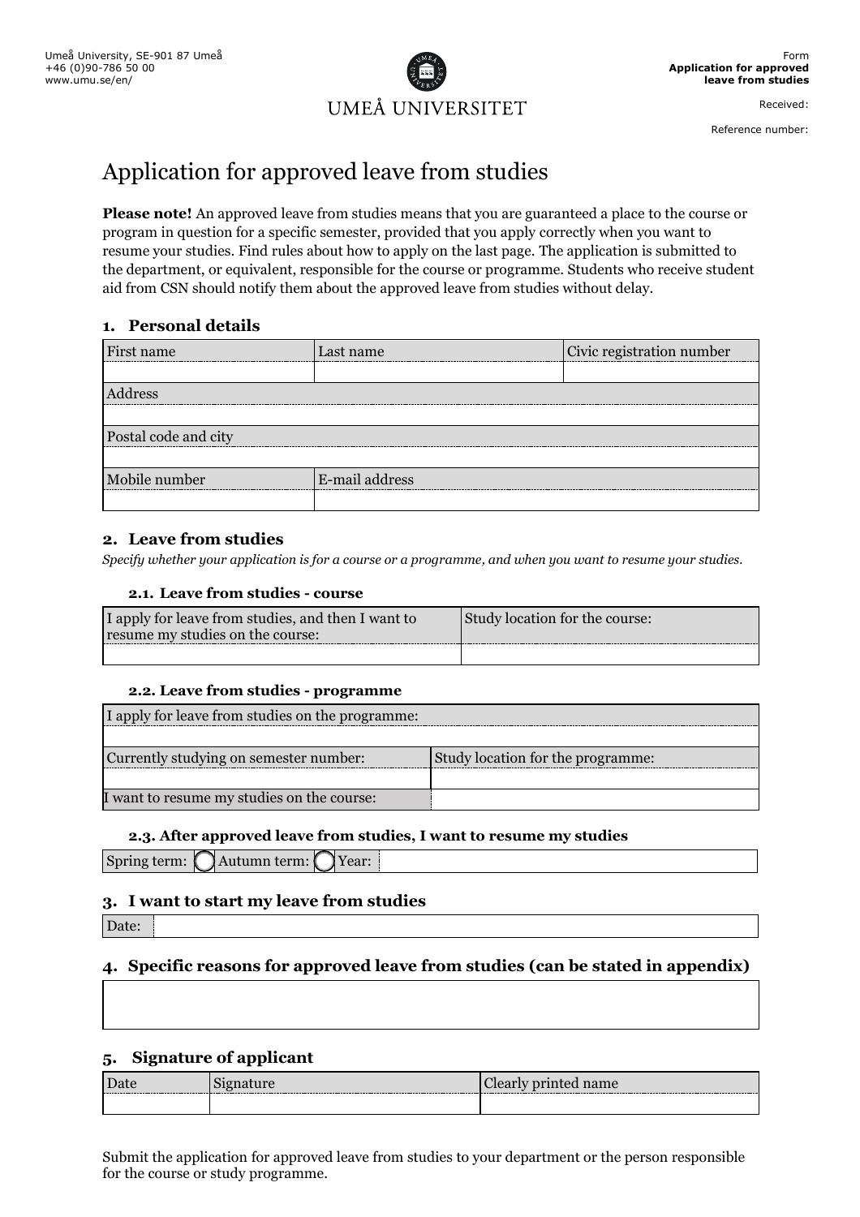Umeå University, SE-901 87 Umeå
+46 (0)90-786 50 00
www.umu.se/en/

UMEÅ UNIVERSITET

Form
**Application for approved leave from studies**

Received:

Reference number:

# Application for approved leave from studies

**Please note!** An approved leave from studies means that you are guaranteed a place to the course or program in question for a specific semester, provided that you apply correctly when you want to resume your studies. Find rules about how to apply on the last page. The application is submitted to the department, or equivalent, responsible for the course or programme. Students who receive student aid from CSN should notify them about the approved leave from studies without delay.

## 1. Personal details

| First name | Last name | Civic registration number |
|---|---|---|
| | | |
| Address | | |
| | | |
| Postal code and city | | |
| | | |
| Mobile number | E-mail address | |
| | | |

## 2. Leave from studies

*Specify whether your application is for a course or a programme, and when you want to resume your studies.*

### 2.1. Leave from studies - course

| I apply for leave from studies, and then I want to resume my studies on the course: | Study location for the course: |
|---|---|
| | |

### 2.2. Leave from studies - programme

| I apply for leave from studies on the programme: | |
|---|---|
| | |
| Currently studying on semester number: | Study location for the programme: |
| | |
| I want to resume my studies on the course: | |

### 2.3. After approved leave from studies, I want to resume my studies

| Spring term: ◯ | Autumn term: ◯ | Year: | |
|---|---|---|---|

## 3. I want to start my leave from studies

| Date: | |
|---|---|

## 4. Specific reasons for approved leave from studies (can be stated in appendix)

| |
|---|
| |

## 5. Signature of applicant

| Date | Signature | Clearly printed name |
|---|---|---|
| | | |

Submit the application for approved leave from studies to your department or the person responsible for the course or study programme.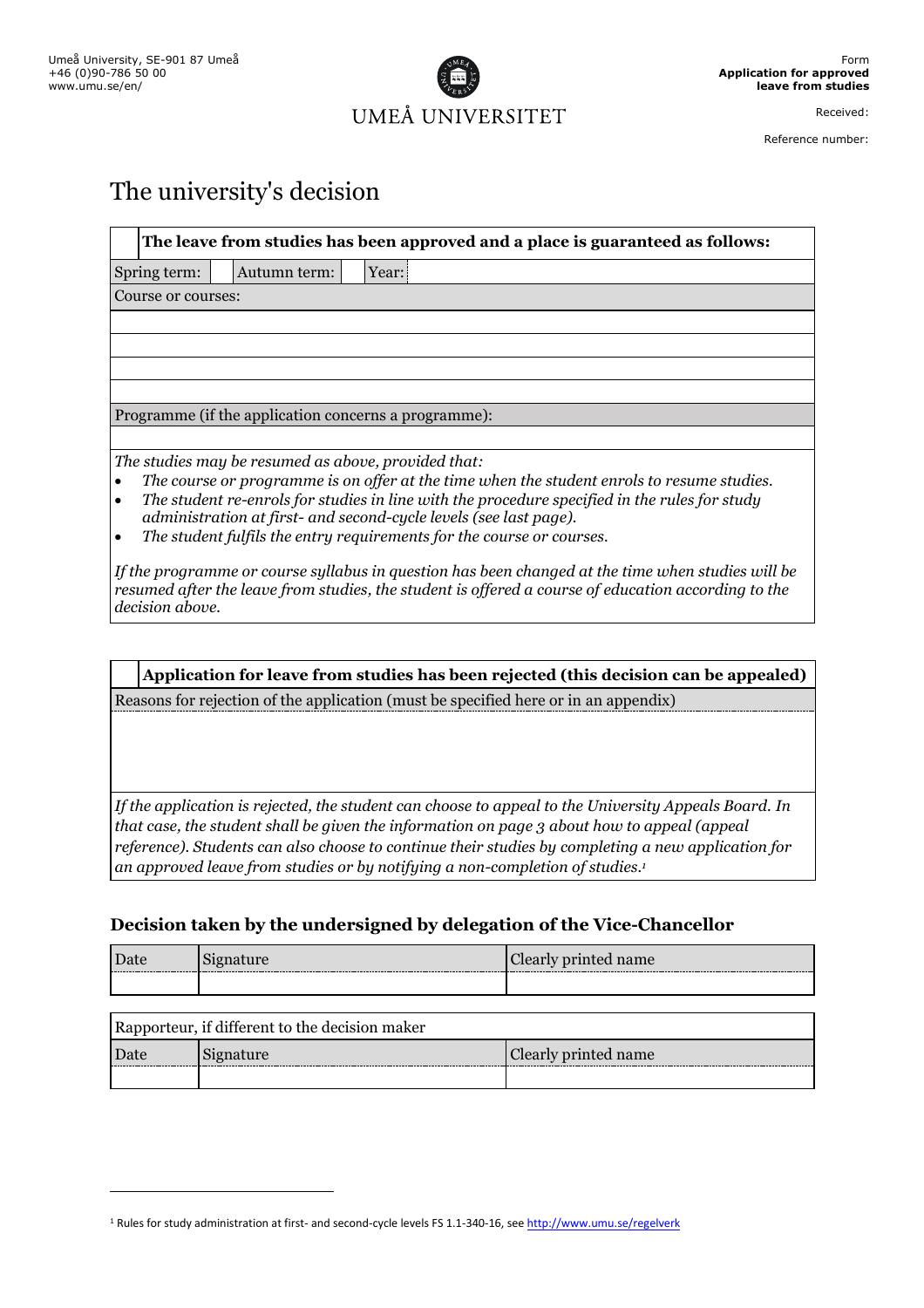Umeå University, SE-901 87 Umeå
+46 (0)90-786 50 00
www.umu.se/en/

UMEÅ UNIVERSITET

Form
**Application for approved leave from studies**

Received:

Reference number:

# The university's decision

| | **The leave from studies has been approved and a place is guaranteed as follows:** | | | | |
|---|---|---|---|---|---|
| Spring term: | | Autumn term: | | Year: | |

Course or courses:

| |
|---|
| |
| |
| |
| |

Programme (if the application concerns a programme):

| |
|---|
| |

*The studies may be resumed as above, provided that:*

- *The course or programme is on offer at the time when the student enrols to resume studies.*
- *The student re-enrols for studies in line with the procedure specified in the rules for study administration at first- and second-cycle levels (see last page).*
- *The student fulfils the entry requirements for the course or courses.*

*If the programme or course syllabus in question has been changed at the time when studies will be resumed after the leave from studies, the student is offered a course of education according to the decision above.*

| | **Application for leave from studies has been rejected (this decision can be appealed)** |
|---|---|

Reasons for rejection of the application (must be specified here or in an appendix)

*If the application is rejected, the student can choose to appeal to the University Appeals Board. In that case, the student shall be given the information on page 3 about how to appeal (appeal reference). Students can also choose to continue their studies by completing a new application for an approved leave from studies or by notifying a non-completion of studies.*[1]

### Decision taken by the undersigned by delegation of the Vice-Chancellor

| Date | Signature | Clearly printed name |
|---|---|---|
| | | |

Rapporteur, if different to the decision maker

| Date | Signature | Clearly printed name |
|---|---|---|
| | | |

[1] Rules for study administration at first- and second-cycle levels FS 1.1-340-16, see http://www.umu.se/regelverk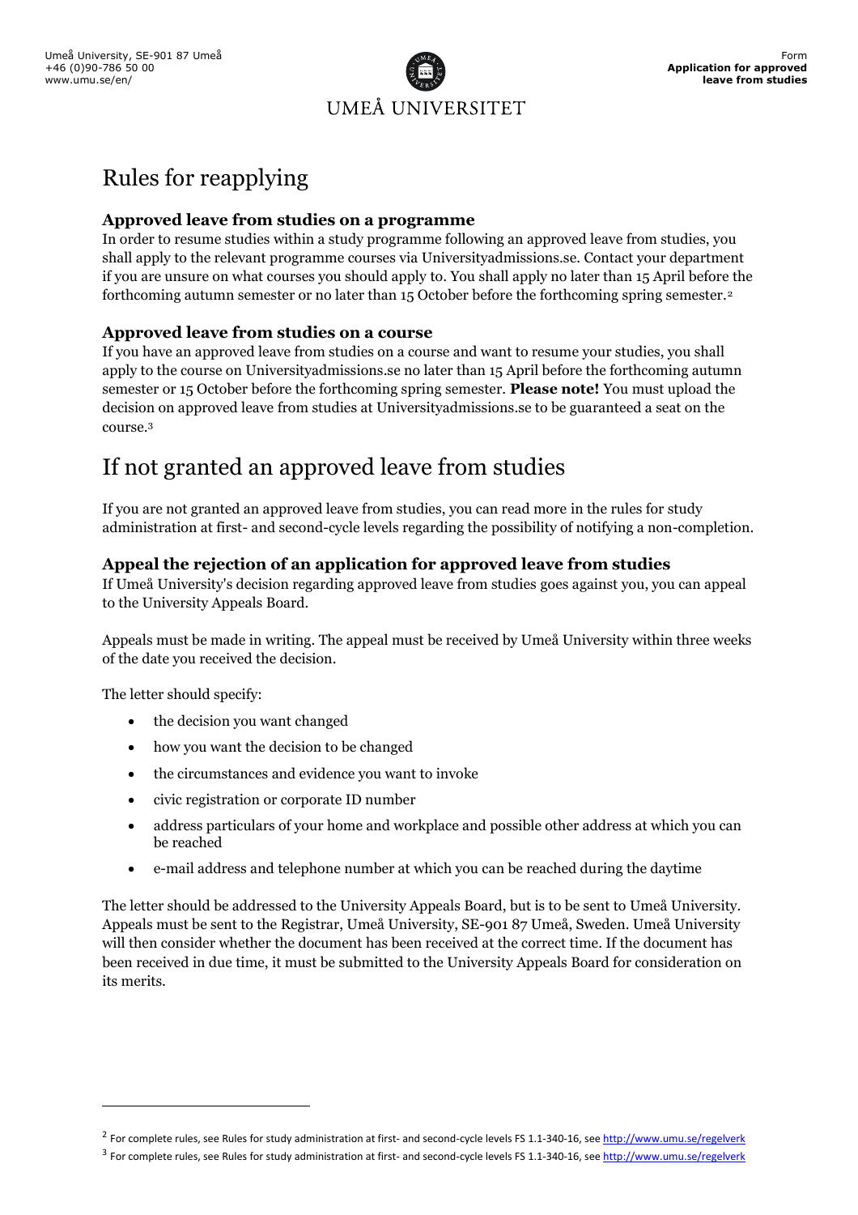# Rules for reapplying

### Approved leave from studies on a programme

In order to resume studies within a study programme following an approved leave from studies, you shall apply to the relevant programme courses via Universityadmissions.se. Contact your department if you are unsure on what courses you should apply to. You shall apply no later than 15 April before the forthcoming autumn semester or no later than 15 October before the forthcoming spring semester.[2]

### Approved leave from studies on a course

If you have an approved leave from studies on a course and want to resume your studies, you shall apply to the course on Universityadmissions.se no later than 15 April before the forthcoming autumn semester or 15 October before the forthcoming spring semester. **Please note!** You must upload the decision on approved leave from studies at Universityadmissions.se to be guaranteed a seat on the course.[3]

# If not granted an approved leave from studies

If you are not granted an approved leave from studies, you can read more in the rules for study administration at first- and second-cycle levels regarding the possibility of notifying a non-completion.

### Appeal the rejection of an application for approved leave from studies

If Umeå University's decision regarding approved leave from studies goes against you, you can appeal to the University Appeals Board.

Appeals must be made in writing. The appeal must be received by Umeå University within three weeks of the date you received the decision.

The letter should specify:

- the decision you want changed
- how you want the decision to be changed
- the circumstances and evidence you want to invoke
- civic registration or corporate ID number
- address particulars of your home and workplace and possible other address at which you can be reached
- e-mail address and telephone number at which you can be reached during the daytime

The letter should be addressed to the University Appeals Board, but is to be sent to Umeå University. Appeals must be sent to the Registrar, Umeå University, SE-901 87 Umeå, Sweden. Umeå University will then consider whether the document has been received at the correct time. If the document has been received in due time, it must be submitted to the University Appeals Board for consideration on its merits.

---

[2] For complete rules, see Rules for study administration at first- and second-cycle levels FS 1.1-340-16, see http://www.umu.se/regelverk

[3] For complete rules, see Rules for study administration at first- and second-cycle levels FS 1.1-340-16, see http://www.umu.se/regelverk